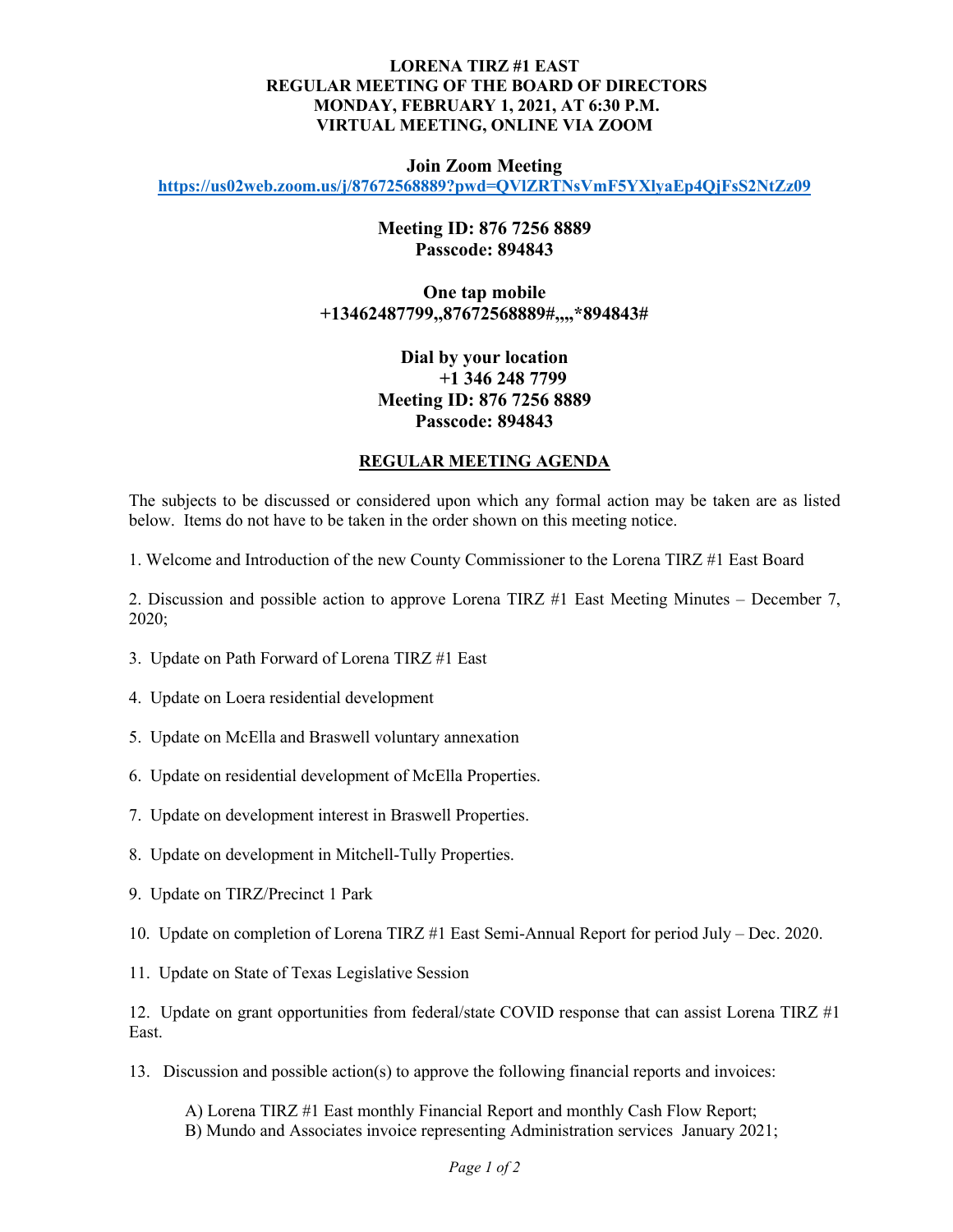**LORENA TIRZ #1 EAST**
**REGULAR MEETING OF THE BOARD OF DIRECTORS**
**MONDAY, FEBRUARY 1, 2021, AT 6:30 P.M.**
**VIRTUAL MEETING, ONLINE VIA ZOOM**

**Join Zoom Meeting**
**https://us02web.zoom.us/j/87672568889?pwd=QVlZRTNsVmF5YXlyaEp4QjFsS2NtZz09**

**Meeting ID: 876 7256 8889**
**Passcode: 894843**

**One tap mobile**
**+13462487799,,87672568889#,,,,*894843#**

**Dial by your location**
**+1 346 248 7799**
**Meeting ID: 876 7256 8889**
**Passcode: 894843**

## REGULAR MEETING AGENDA

The subjects to be discussed or considered upon which any formal action may be taken are as listed below. Items do not have to be taken in the order shown on this meeting notice.

1. Welcome and Introduction of the new County Commissioner to the Lorena TIRZ #1 East Board

2. Discussion and possible action to approve Lorena TIRZ #1 East Meeting Minutes – December 7, 2020;

3. Update on Path Forward of Lorena TIRZ #1 East

4. Update on Loera residential development

5. Update on McElla and Braswell voluntary annexation

6. Update on residential development of McElla Properties.

7. Update on development interest in Braswell Properties.

8. Update on development in Mitchell-Tully Properties.

9. Update on TIRZ/Precinct 1 Park

10. Update on completion of Lorena TIRZ #1 East Semi-Annual Report for period July – Dec. 2020.

11. Update on State of Texas Legislative Session

12. Update on grant opportunities from federal/state COVID response that can assist Lorena TIRZ #1 East.

13. Discussion and possible action(s) to approve the following financial reports and invoices:

    A) Lorena TIRZ #1 East monthly Financial Report and monthly Cash Flow Report;
    B) Mundo and Associates invoice representing Administration services January 2021;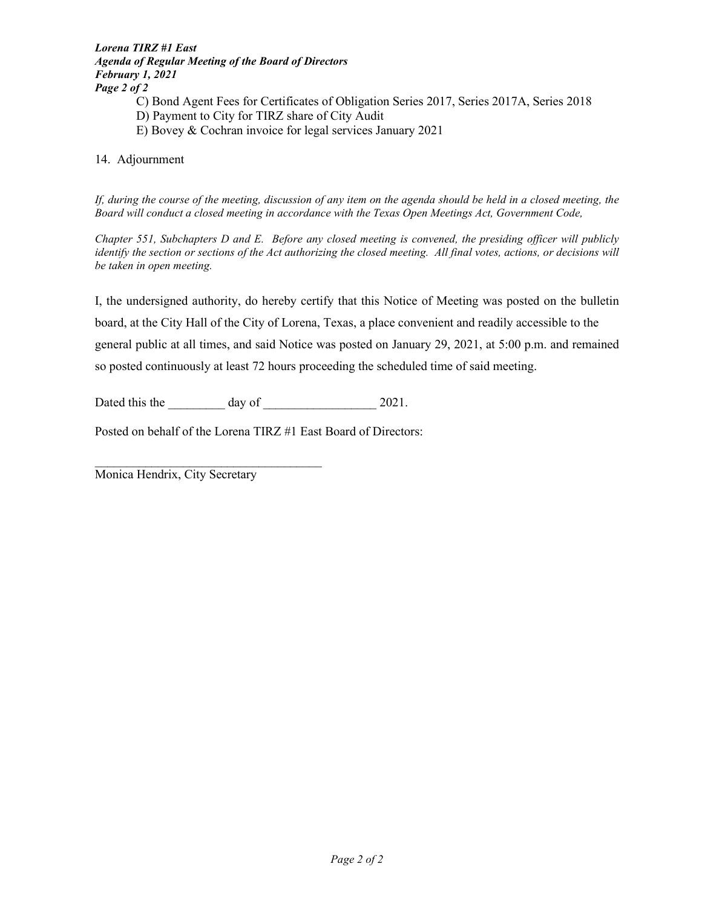C) Bond Agent Fees for Certificates of Obligation Series 2017, Series 2017A, Series 2018
D) Payment to City for TIRZ share of City Audit
E) Bovey & Cochran invoice for legal services January 2021

14. Adjournment

*If, during the course of the meeting, discussion of any item on the agenda should be held in a closed meeting, the Board will conduct a closed meeting in accordance with the Texas Open Meetings Act, Government Code,*

*Chapter 551, Subchapters D and E. Before any closed meeting is convened, the presiding officer will publicly identify the section or sections of the Act authorizing the closed meeting. All final votes, actions, or decisions will be taken in open meeting.*

I, the undersigned authority, do hereby certify that this Notice of Meeting was posted on the bulletin board, at the City Hall of the City of Lorena, Texas, a place convenient and readily accessible to the general public at all times, and said Notice was posted on January 29, 2021, at 5:00 p.m. and remained so posted continuously at least 72 hours proceeding the scheduled time of said meeting.

Dated this the _________ day of __________________ 2021.

Posted on behalf of the Lorena TIRZ #1 East Board of Directors:

_____________________________________
Monica Hendrix, City Secretary